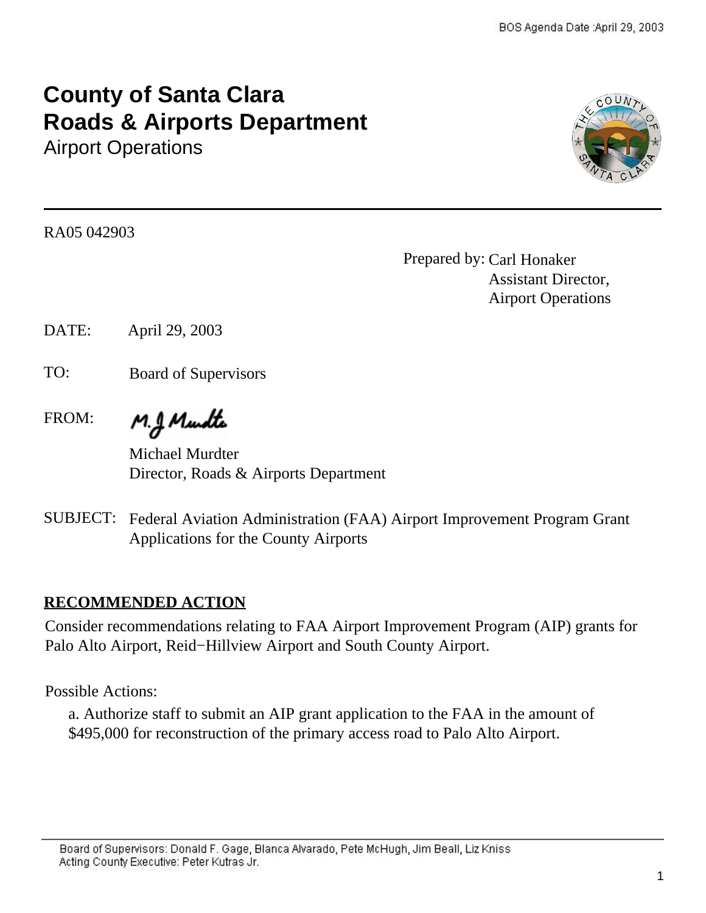# County of Santa Clara
# Roads & Airports Department
## Airport Operations

RA05 042903

Prepared by: Carl Honaker
Assistant Director,
Airport Operations

DATE: April 29, 2003

TO: Board of Supervisors

FROM: M.J. Murdter

Michael Murdter
Director, Roads & Airports Department

SUBJECT: Federal Aviation Administration (FAA) Airport Improvement Program Grant Applications for the County Airports

**RECOMMENDED ACTION**

Consider recommendations relating to FAA Airport Improvement Program (AIP) grants for Palo Alto Airport, Reid−Hillview Airport and South County Airport.

Possible Actions:

a. Authorize staff to submit an AIP grant application to the FAA in the amount of $495,000 for reconstruction of the primary access road to Palo Alto Airport.

Board of Supervisors: Donald F. Gage, Blanca Alvarado, Pete McHugh, Jim Beall, Liz Kniss
Acting County Executive: Peter Kutras Jr.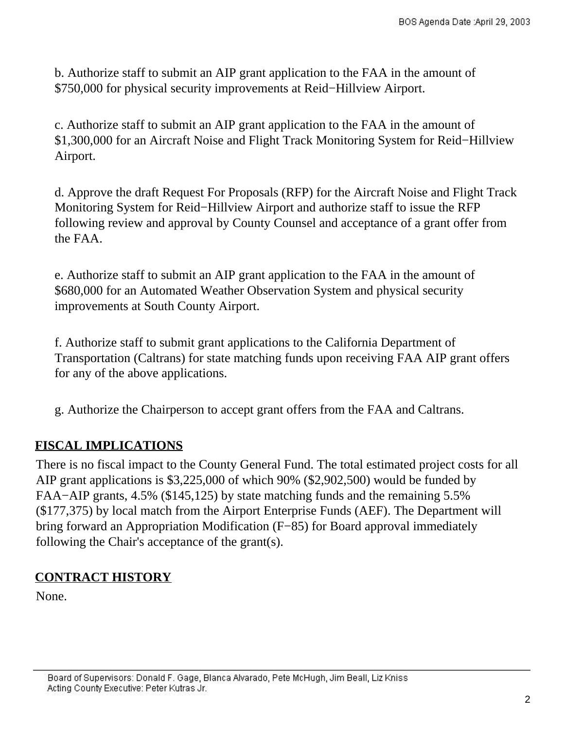b. Authorize staff to submit an AIP grant application to the FAA in the amount of $750,000 for physical security improvements at Reid−Hillview Airport.

c. Authorize staff to submit an AIP grant application to the FAA in the amount of $1,300,000 for an Aircraft Noise and Flight Track Monitoring System for Reid−Hillview Airport.

d. Approve the draft Request For Proposals (RFP) for the Aircraft Noise and Flight Track Monitoring System for Reid−Hillview Airport and authorize staff to issue the RFP following review and approval by County Counsel and acceptance of a grant offer from the FAA.

e. Authorize staff to submit an AIP grant application to the FAA in the amount of $680,000 for an Automated Weather Observation System and physical security improvements at South County Airport.

f. Authorize staff to submit grant applications to the California Department of Transportation (Caltrans) for state matching funds upon receiving FAA AIP grant offers for any of the above applications.

g. Authorize the Chairperson to accept grant offers from the FAA and Caltrans.

## FISCAL IMPLICATIONS

There is no fiscal impact to the County General Fund. The total estimated project costs for all AIP grant applications is $3,225,000 of which 90% ($2,902,500) would be funded by FAA−AIP grants, 4.5% ($145,125) by state matching funds and the remaining 5.5% ($177,375) by local match from the Airport Enterprise Funds (AEF). The Department will bring forward an Appropriation Modification (F−85) for Board approval immediately following the Chair's acceptance of the grant(s).

## CONTRACT HISTORY

None.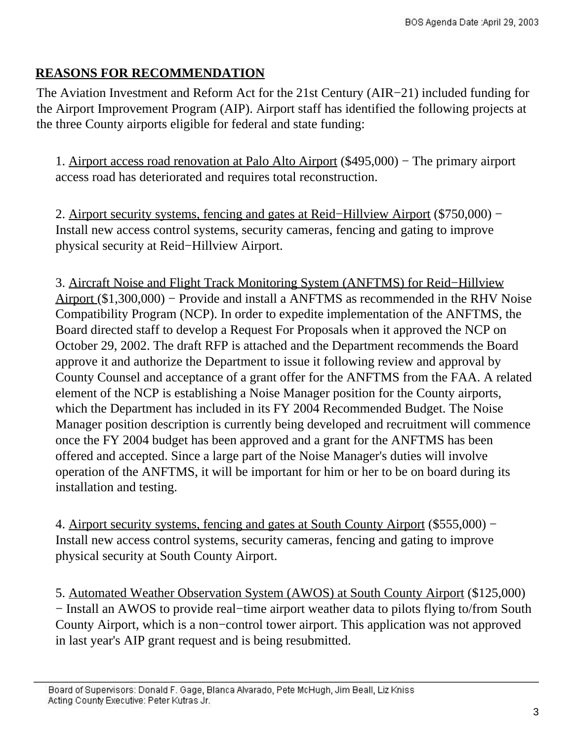## REASONS FOR RECOMMENDATION

The Aviation Investment and Reform Act for the 21st Century (AIR−21) included funding for the Airport Improvement Program (AIP). Airport staff has identified the following projects at the three County airports eligible for federal and state funding:

1. Airport access road renovation at Palo Alto Airport ($495,000) − The primary airport access road has deteriorated and requires total reconstruction.

2. Airport security systems, fencing and gates at Reid−Hillview Airport ($750,000) − Install new access control systems, security cameras, fencing and gating to improve physical security at Reid−Hillview Airport.

3. Aircraft Noise and Flight Track Monitoring System (ANFTMS) for Reid−Hillview Airport ($1,300,000) − Provide and install a ANFTMS as recommended in the RHV Noise Compatibility Program (NCP). In order to expedite implementation of the ANFTMS, the Board directed staff to develop a Request For Proposals when it approved the NCP on October 29, 2002. The draft RFP is attached and the Department recommends the Board approve it and authorize the Department to issue it following review and approval by County Counsel and acceptance of a grant offer for the ANFTMS from the FAA. A related element of the NCP is establishing a Noise Manager position for the County airports, which the Department has included in its FY 2004 Recommended Budget. The Noise Manager position description is currently being developed and recruitment will commence once the FY 2004 budget has been approved and a grant for the ANFTMS has been offered and accepted. Since a large part of the Noise Manager's duties will involve operation of the ANFTMS, it will be important for him or her to be on board during its installation and testing.

4. Airport security systems, fencing and gates at South County Airport ($555,000) − Install new access control systems, security cameras, fencing and gating to improve physical security at South County Airport.

5. Automated Weather Observation System (AWOS) at South County Airport ($125,000) − Install an AWOS to provide real−time airport weather data to pilots flying to/from South County Airport, which is a non−control tower airport. This application was not approved in last year's AIP grant request and is being resubmitted.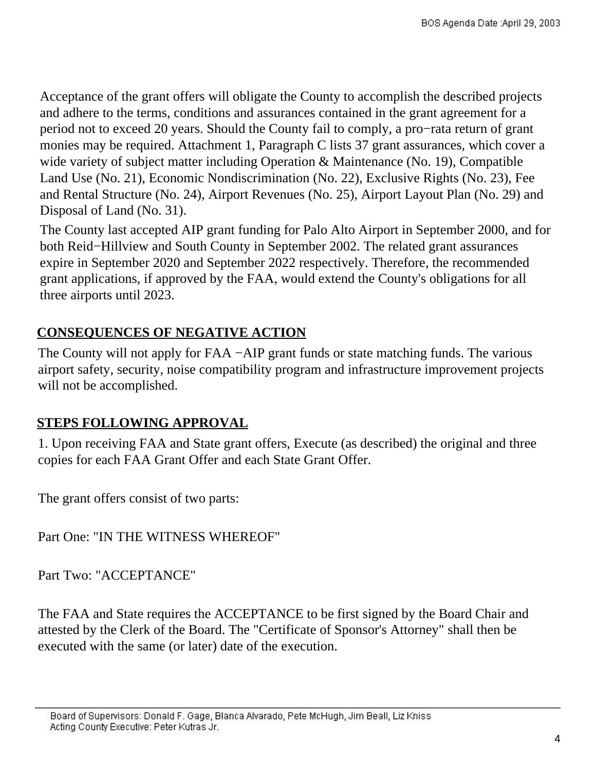Acceptance of the grant offers will obligate the County to accomplish the described projects and adhere to the terms, conditions and assurances contained in the grant agreement for a period not to exceed 20 years. Should the County fail to comply, a pro−rata return of grant monies may be required. Attachment 1, Paragraph C lists 37 grant assurances, which cover a wide variety of subject matter including Operation & Maintenance (No. 19), Compatible Land Use (No. 21), Economic Nondiscrimination (No. 22), Exclusive Rights (No. 23), Fee and Rental Structure (No. 24), Airport Revenues (No. 25), Airport Layout Plan (No. 29) and Disposal of Land (No. 31).

The County last accepted AIP grant funding for Palo Alto Airport in September 2000, and for both Reid−Hillview and South County in September 2002. The related grant assurances expire in September 2020 and September 2022 respectively. Therefore, the recommended grant applications, if approved by the FAA, would extend the County's obligations for all three airports until 2023.

## CONSEQUENCES OF NEGATIVE ACTION

The County will not apply for FAA −AIP grant funds or state matching funds. The various airport safety, security, noise compatibility program and infrastructure improvement projects will not be accomplished.

## STEPS FOLLOWING APPROVAL

1. Upon receiving FAA and State grant offers, Execute (as described) the original and three copies for each FAA Grant Offer and each State Grant Offer.

The grant offers consist of two parts:

Part One: "IN THE WITNESS WHEREOF"

Part Two: "ACCEPTANCE"

The FAA and State requires the ACCEPTANCE to be first signed by the Board Chair and attested by the Clerk of the Board. The "Certificate of Sponsor's Attorney" shall then be executed with the same (or later) date of the execution.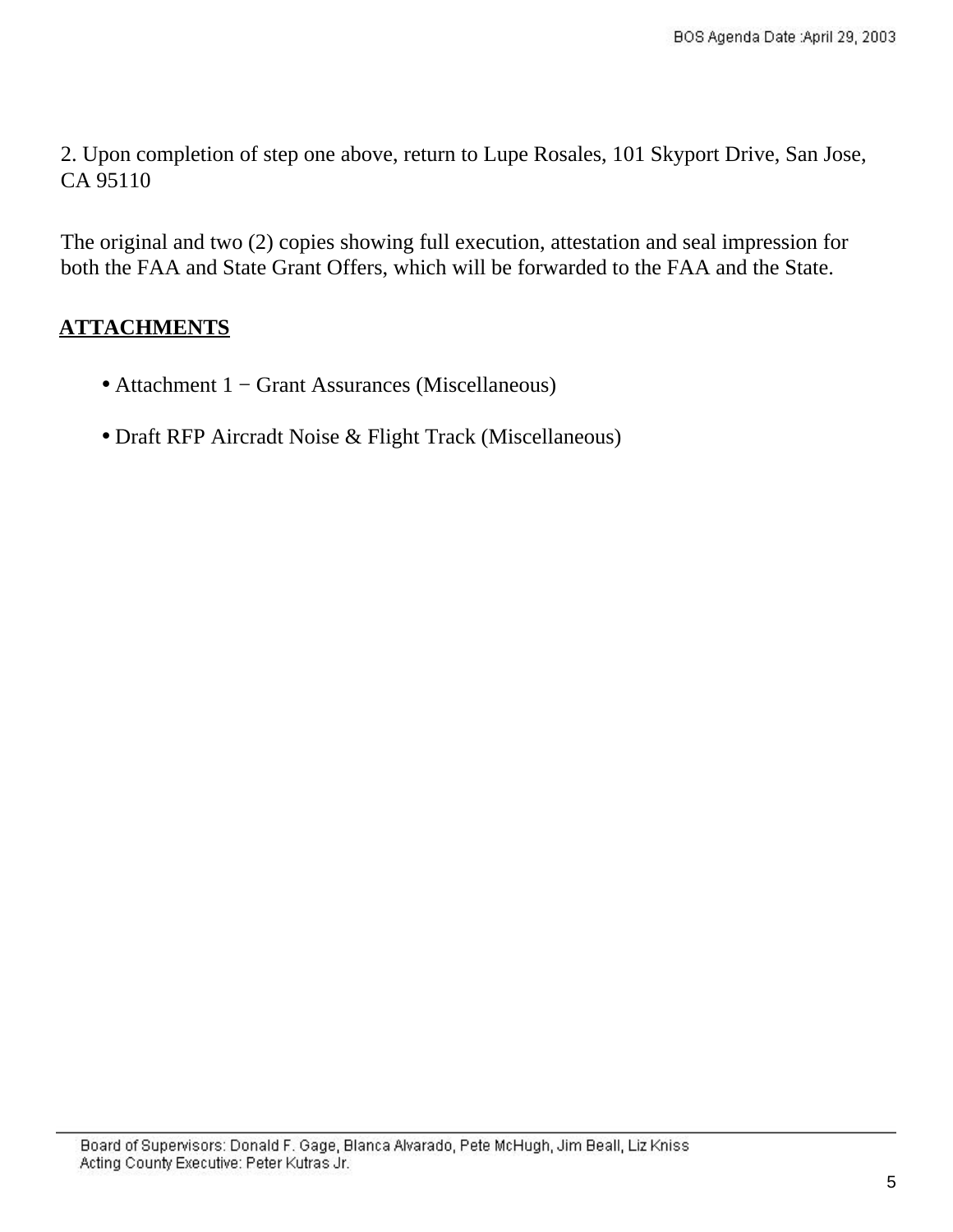2. Upon completion of step one above, return to Lupe Rosales, 101 Skyport Drive, San Jose, CA 95110

The original and two (2) copies showing full execution, attestation and seal impression for both the FAA and State Grant Offers, which will be forwarded to the FAA and the State.

**ATTACHMENTS**

- Attachment 1 − Grant Assurances (Miscellaneous)
- Draft RFP Aircradt Noise & Flight Track (Miscellaneous)